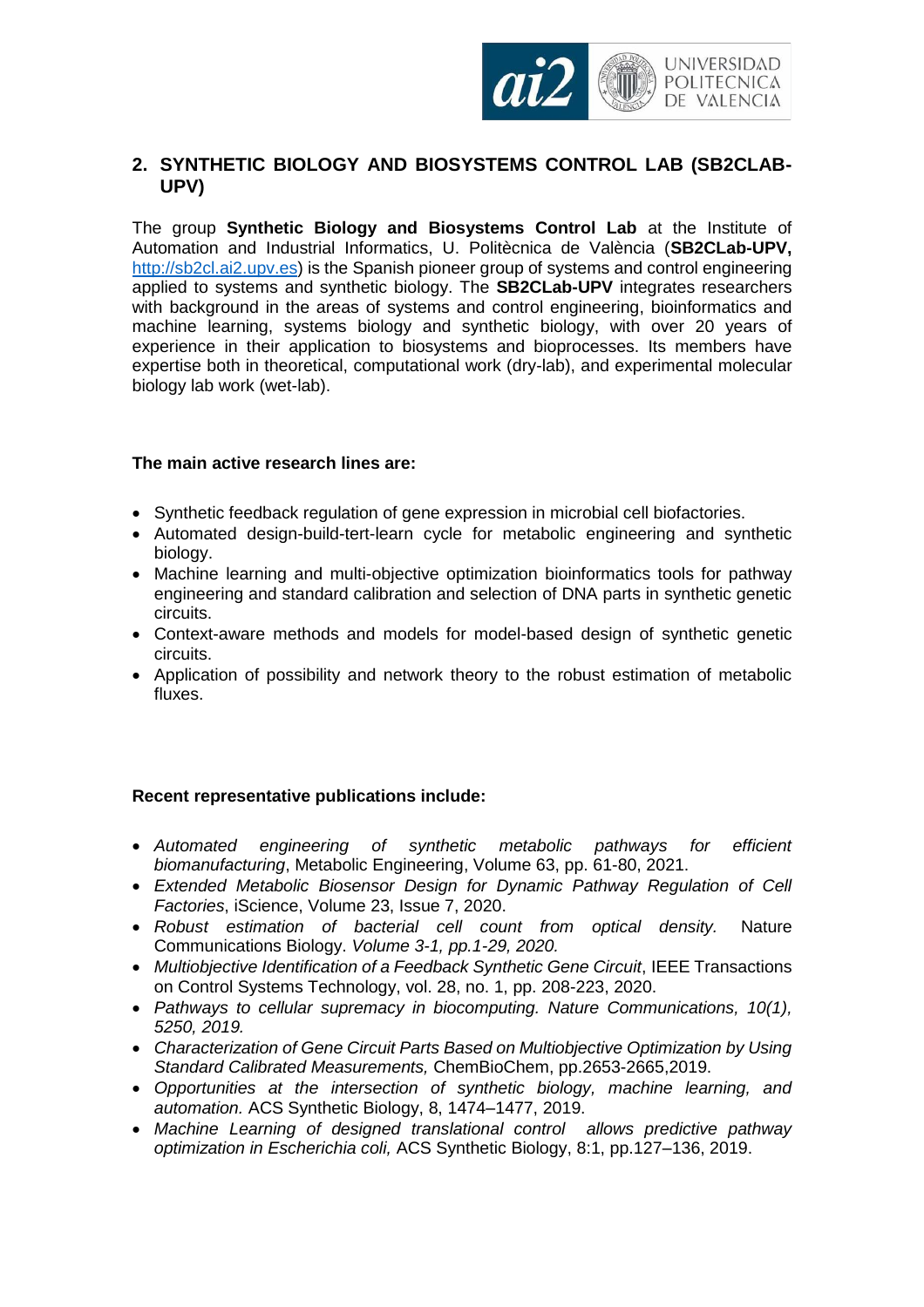## 2. SYNTHETIC BIOLOGY AND BIOSYSTEMS CONTROL LAB (SB2CLAB-UPV)

The group **Synthetic Biology and Biosystems Control Lab** at the Institute of Automation and Industrial Informatics, U. Politècnica de València (**SB2CLab-UPV,** http://sb2cl.ai2.upv.es) is the Spanish pioneer group of systems and control engineering applied to systems and synthetic biology. The **SB2CLab-UPV** integrates researchers with background in the areas of systems and control engineering, bioinformatics and machine learning, systems biology and synthetic biology, with over 20 years of experience in their application to biosystems and bioprocesses. Its members have expertise both in theoretical, computational work (dry-lab), and experimental molecular biology lab work (wet-lab).

**The main active research lines are:**

- Synthetic feedback regulation of gene expression in microbial cell biofactories.
- Automated design-build-tert-learn cycle for metabolic engineering and synthetic biology.
- Machine learning and multi-objective optimization bioinformatics tools for pathway engineering and standard calibration and selection of DNA parts in synthetic genetic circuits.
- Context-aware methods and models for model-based design of synthetic genetic circuits.
- Application of possibility and network theory to the robust estimation of metabolic fluxes.

**Recent representative publications include:**

- *Automated engineering of synthetic metabolic pathways for efficient biomanufacturing*, Metabolic Engineering, Volume 63, pp. 61-80, 2021.
- *Extended Metabolic Biosensor Design for Dynamic Pathway Regulation of Cell Factories*, iScience, Volume 23, Issue 7, 2020.
- *Robust estimation of bacterial cell count from optical density.* Nature Communications Biology. *Volume 3-1, pp.1-29, 2020.*
- *Multiobjective Identification of a Feedback Synthetic Gene Circuit*, IEEE Transactions on Control Systems Technology, vol. 28, no. 1, pp. 208-223, 2020.
- *Pathways to cellular supremacy in biocomputing. Nature Communications, 10(1), 5250, 2019.*
- *Characterization of Gene Circuit Parts Based on Multiobjective Optimization by Using Standard Calibrated Measurements,* ChemBioChem, pp.2653-2665,2019.
- *Opportunities at the intersection of synthetic biology, machine learning, and automation.* ACS Synthetic Biology, 8, 1474–1477, 2019.
- *Machine Learning of designed translational control allows predictive pathway optimization in Escherichia coli,* ACS Synthetic Biology, 8:1, pp.127–136, 2019.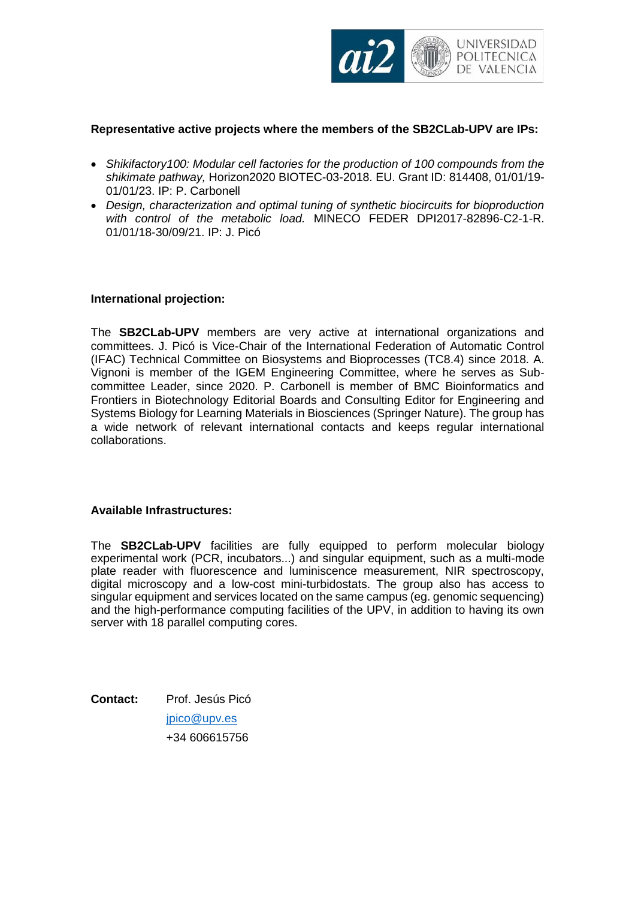**Representative active projects where the members of the SB2CLab-UPV are IPs:**

- *Shikifactory100: Modular cell factories for the production of 100 compounds from the shikimate pathway,* Horizon2020 BIOTEC-03-2018. EU. Grant ID: 814408, 01/01/19-01/01/23. IP: P. Carbonell
- *Design, characterization and optimal tuning of synthetic biocircuits for bioproduction with control of the metabolic load.* MINECO FEDER DPI2017-82896-C2-1-R. 01/01/18-30/09/21. IP: J. Picó

**International projection:**

The **SB2CLab-UPV** members are very active at international organizations and committees. J. Picó is Vice-Chair of the International Federation of Automatic Control (IFAC) Technical Committee on Biosystems and Bioprocesses (TC8.4) since 2018. A. Vignoni is member of the IGEM Engineering Committee, where he serves as Sub-committee Leader, since 2020. P. Carbonell is member of BMC Bioinformatics and Frontiers in Biotechnology Editorial Boards and Consulting Editor for Engineering and Systems Biology for Learning Materials in Biosciences (Springer Nature). The group has a wide network of relevant international contacts and keeps regular international collaborations.

**Available Infrastructures:**

The **SB2CLab-UPV** facilities are fully equipped to perform molecular biology experimental work (PCR, incubators...) and singular equipment, such as a multi-mode plate reader with fluorescence and luminiscence measurement, NIR spectroscopy, digital microscopy and a low-cost mini-turbidostats. The group also has access to singular equipment and services located on the same campus (eg. genomic sequencing) and the high-performance computing facilities of the UPV, in addition to having its own server with 18 parallel computing cores.

**Contact:** Prof. Jesús Picó
jpico@upv.es
+34 606615756